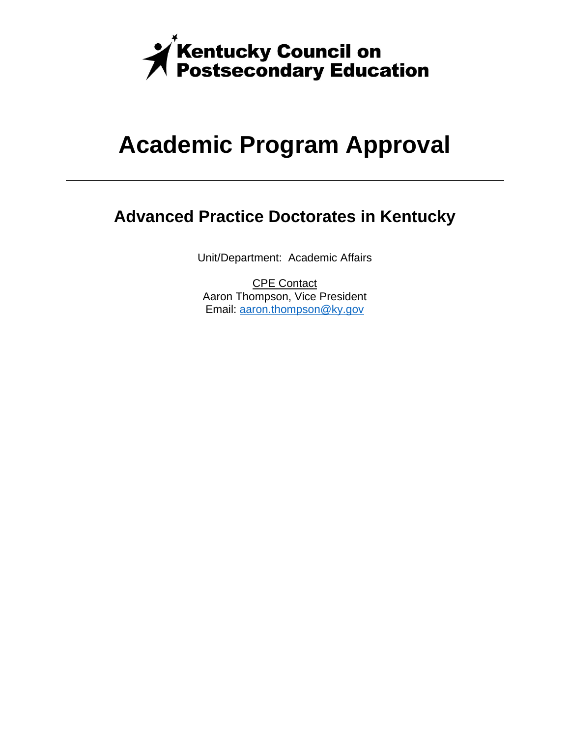Kentucky Council on Postsecondary Education

# Academic Program Approval

---

## Advanced Practice Doctorates in Kentucky

Unit/Department: Academic Affairs

CPE Contact
Aaron Thompson, Vice President
Email: aaron.thompson@ky.gov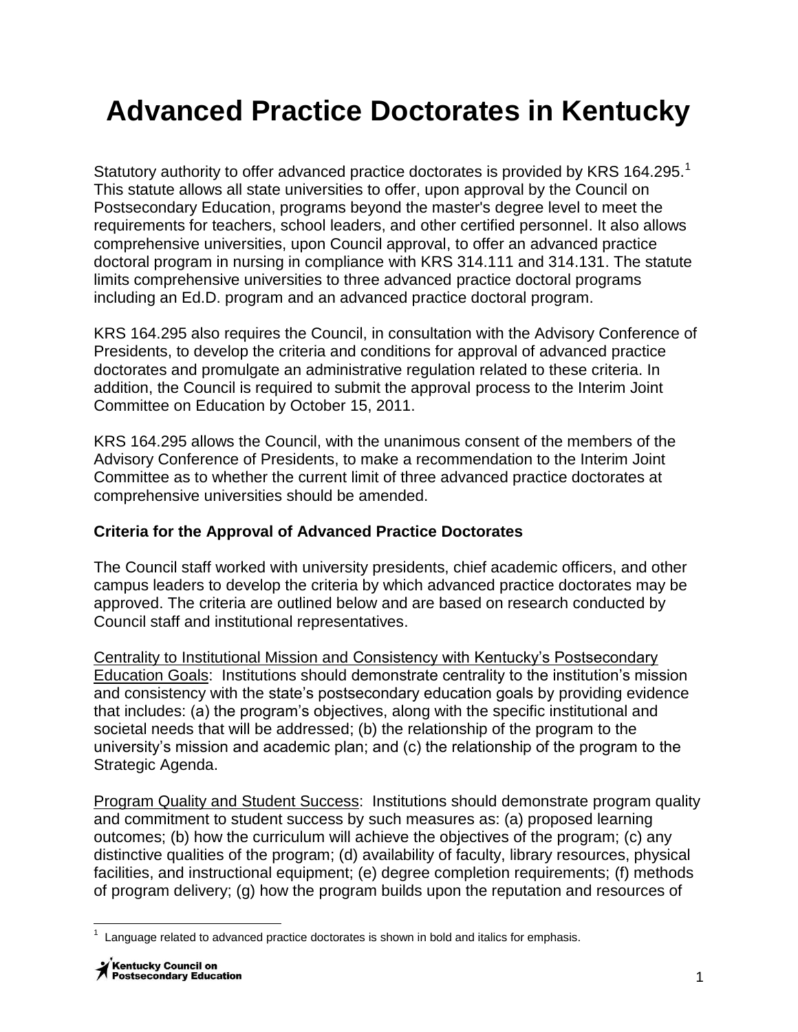# Advanced Practice Doctorates in Kentucky

Statutory authority to offer advanced practice doctorates is provided by KRS 164.295.[1] This statute allows all state universities to offer, upon approval by the Council on Postsecondary Education, programs beyond the master's degree level to meet the requirements for teachers, school leaders, and other certified personnel. It also allows comprehensive universities, upon Council approval, to offer an advanced practice doctoral program in nursing in compliance with KRS 314.111 and 314.131. The statute limits comprehensive universities to three advanced practice doctoral programs including an Ed.D. program and an advanced practice doctoral program.

KRS 164.295 also requires the Council, in consultation with the Advisory Conference of Presidents, to develop the criteria and conditions for approval of advanced practice doctorates and promulgate an administrative regulation related to these criteria. In addition, the Council is required to submit the approval process to the Interim Joint Committee on Education by October 15, 2011.

KRS 164.295 allows the Council, with the unanimous consent of the members of the Advisory Conference of Presidents, to make a recommendation to the Interim Joint Committee as to whether the current limit of three advanced practice doctorates at comprehensive universities should be amended.

**Criteria for the Approval of Advanced Practice Doctorates**

The Council staff worked with university presidents, chief academic officers, and other campus leaders to develop the criteria by which advanced practice doctorates may be approved. The criteria are outlined below and are based on research conducted by Council staff and institutional representatives.

Centrality to Institutional Mission and Consistency with Kentucky's Postsecondary Education Goals: Institutions should demonstrate centrality to the institution's mission and consistency with the state's postsecondary education goals by providing evidence that includes: (a) the program's objectives, along with the specific institutional and societal needs that will be addressed; (b) the relationship of the program to the university's mission and academic plan; and (c) the relationship of the program to the Strategic Agenda.

Program Quality and Student Success: Institutions should demonstrate program quality and commitment to student success by such measures as: (a) proposed learning outcomes; (b) how the curriculum will achieve the objectives of the program; (c) any distinctive qualities of the program; (d) availability of faculty, library resources, physical facilities, and instructional equipment; (e) degree completion requirements; (f) methods of program delivery; (g) how the program builds upon the reputation and resources of

[1] Language related to advanced practice doctorates is shown in bold and italics for emphasis.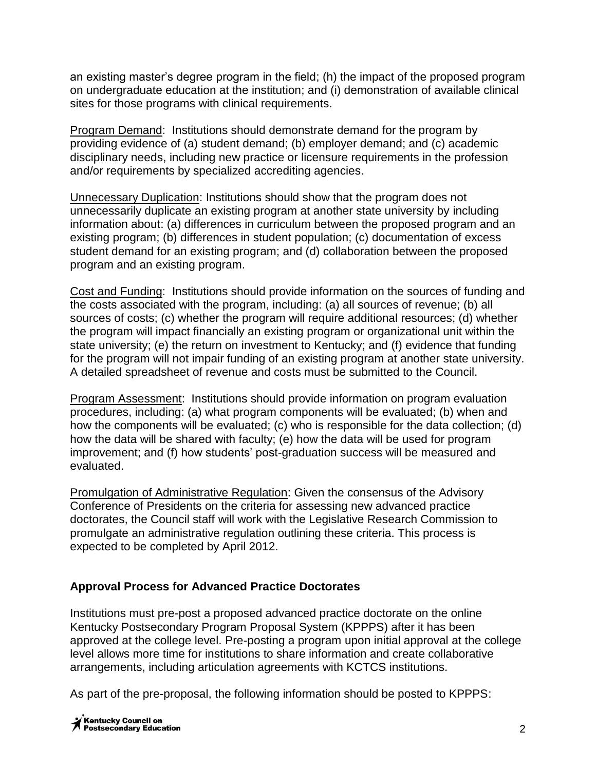an existing master's degree program in the field; (h) the impact of the proposed program on undergraduate education at the institution; and (i) demonstration of available clinical sites for those programs with clinical requirements.

Program Demand: Institutions should demonstrate demand for the program by providing evidence of (a) student demand; (b) employer demand; and (c) academic disciplinary needs, including new practice or licensure requirements in the profession and/or requirements by specialized accrediting agencies.

Unnecessary Duplication: Institutions should show that the program does not unnecessarily duplicate an existing program at another state university by including information about: (a) differences in curriculum between the proposed program and an existing program; (b) differences in student population; (c) documentation of excess student demand for an existing program; and (d) collaboration between the proposed program and an existing program.

Cost and Funding: Institutions should provide information on the sources of funding and the costs associated with the program, including: (a) all sources of revenue; (b) all sources of costs; (c) whether the program will require additional resources; (d) whether the program will impact financially an existing program or organizational unit within the state university; (e) the return on investment to Kentucky; and (f) evidence that funding for the program will not impair funding of an existing program at another state university. A detailed spreadsheet of revenue and costs must be submitted to the Council.

Program Assessment: Institutions should provide information on program evaluation procedures, including: (a) what program components will be evaluated; (b) when and how the components will be evaluated; (c) who is responsible for the data collection; (d) how the data will be shared with faculty; (e) how the data will be used for program improvement; and (f) how students' post-graduation success will be measured and evaluated.

Promulgation of Administrative Regulation: Given the consensus of the Advisory Conference of Presidents on the criteria for assessing new advanced practice doctorates, the Council staff will work with the Legislative Research Commission to promulgate an administrative regulation outlining these criteria. This process is expected to be completed by April 2012.

## Approval Process for Advanced Practice Doctorates

Institutions must pre-post a proposed advanced practice doctorate on the online Kentucky Postsecondary Program Proposal System (KPPPS) after it has been approved at the college level. Pre-posting a program upon initial approval at the college level allows more time for institutions to share information and create collaborative arrangements, including articulation agreements with KCTCS institutions.

As part of the pre-proposal, the following information should be posted to KPPPS: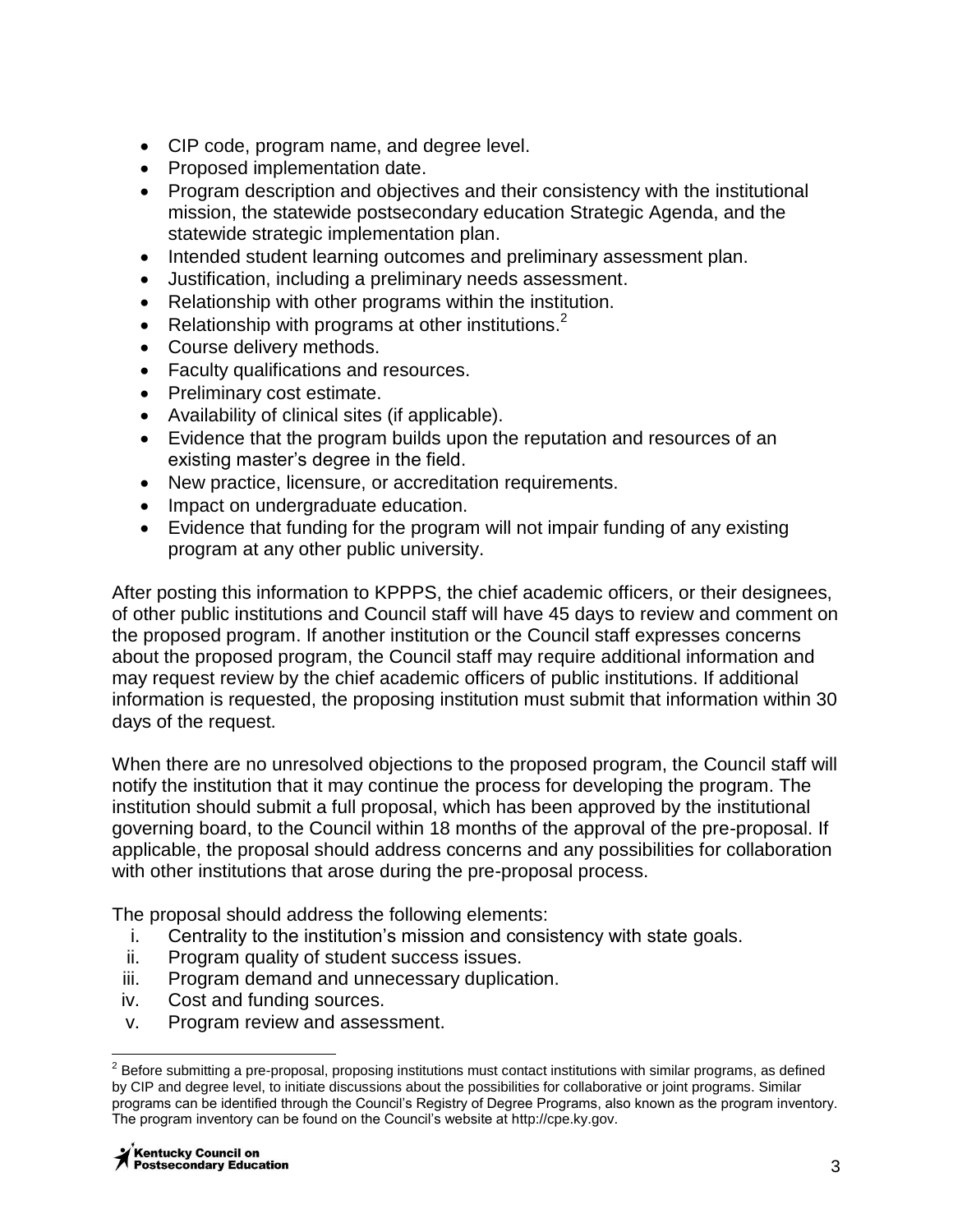- CIP code, program name, and degree level.
- Proposed implementation date.
- Program description and objectives and their consistency with the institutional mission, the statewide postsecondary education Strategic Agenda, and the statewide strategic implementation plan.
- Intended student learning outcomes and preliminary assessment plan.
- Justification, including a preliminary needs assessment.
- Relationship with other programs within the institution.
- Relationship with programs at other institutions.[2]
- Course delivery methods.
- Faculty qualifications and resources.
- Preliminary cost estimate.
- Availability of clinical sites (if applicable).
- Evidence that the program builds upon the reputation and resources of an existing master's degree in the field.
- New practice, licensure, or accreditation requirements.
- Impact on undergraduate education.
- Evidence that funding for the program will not impair funding of any existing program at any other public university.

After posting this information to KPPPS, the chief academic officers, or their designees, of other public institutions and Council staff will have 45 days to review and comment on the proposed program. If another institution or the Council staff expresses concerns about the proposed program, the Council staff may require additional information and may request review by the chief academic officers of public institutions. If additional information is requested, the proposing institution must submit that information within 30 days of the request.

When there are no unresolved objections to the proposed program, the Council staff will notify the institution that it may continue the process for developing the program. The institution should submit a full proposal, which has been approved by the institutional governing board, to the Council within 18 months of the approval of the pre-proposal. If applicable, the proposal should address concerns and any possibilities for collaboration with other institutions that arose during the pre-proposal process.

The proposal should address the following elements:

i. Centrality to the institution's mission and consistency with state goals.
ii. Program quality of student success issues.
iii. Program demand and unnecessary duplication.
iv. Cost and funding sources.
v. Program review and assessment.

[2] Before submitting a pre-proposal, proposing institutions must contact institutions with similar programs, as defined by CIP and degree level, to initiate discussions about the possibilities for collaborative or joint programs. Similar programs can be identified through the Council's Registry of Degree Programs, also known as the program inventory. The program inventory can be found on the Council's website at http://cpe.ky.gov.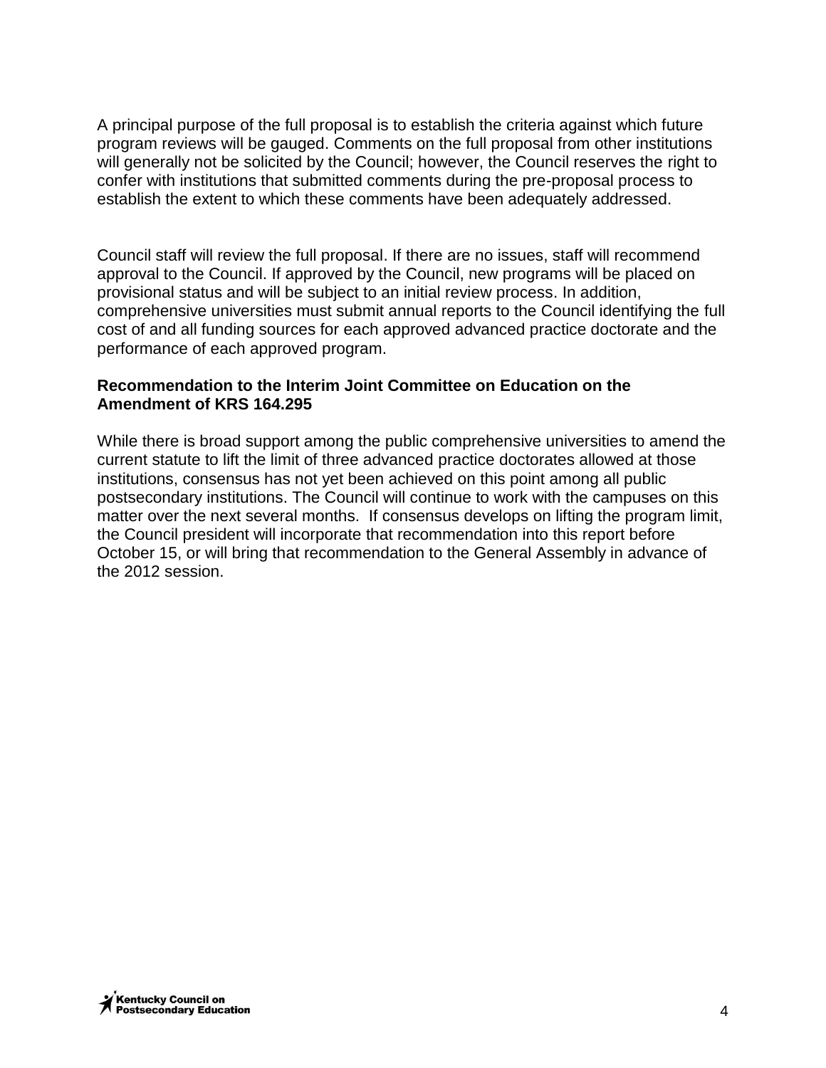A principal purpose of the full proposal is to establish the criteria against which future program reviews will be gauged. Comments on the full proposal from other institutions will generally not be solicited by the Council; however, the Council reserves the right to confer with institutions that submitted comments during the pre-proposal process to establish the extent to which these comments have been adequately addressed.

Council staff will review the full proposal. If there are no issues, staff will recommend approval to the Council. If approved by the Council, new programs will be placed on provisional status and will be subject to an initial review process. In addition, comprehensive universities must submit annual reports to the Council identifying the full cost of and all funding sources for each approved advanced practice doctorate and the performance of each approved program.

**Recommendation to the Interim Joint Committee on Education on the Amendment of KRS 164.295**

While there is broad support among the public comprehensive universities to amend the current statute to lift the limit of three advanced practice doctorates allowed at those institutions, consensus has not yet been achieved on this point among all public postsecondary institutions. The Council will continue to work with the campuses on this matter over the next several months. If consensus develops on lifting the program limit, the Council president will incorporate that recommendation into this report before October 15, or will bring that recommendation to the General Assembly in advance of the 2012 session.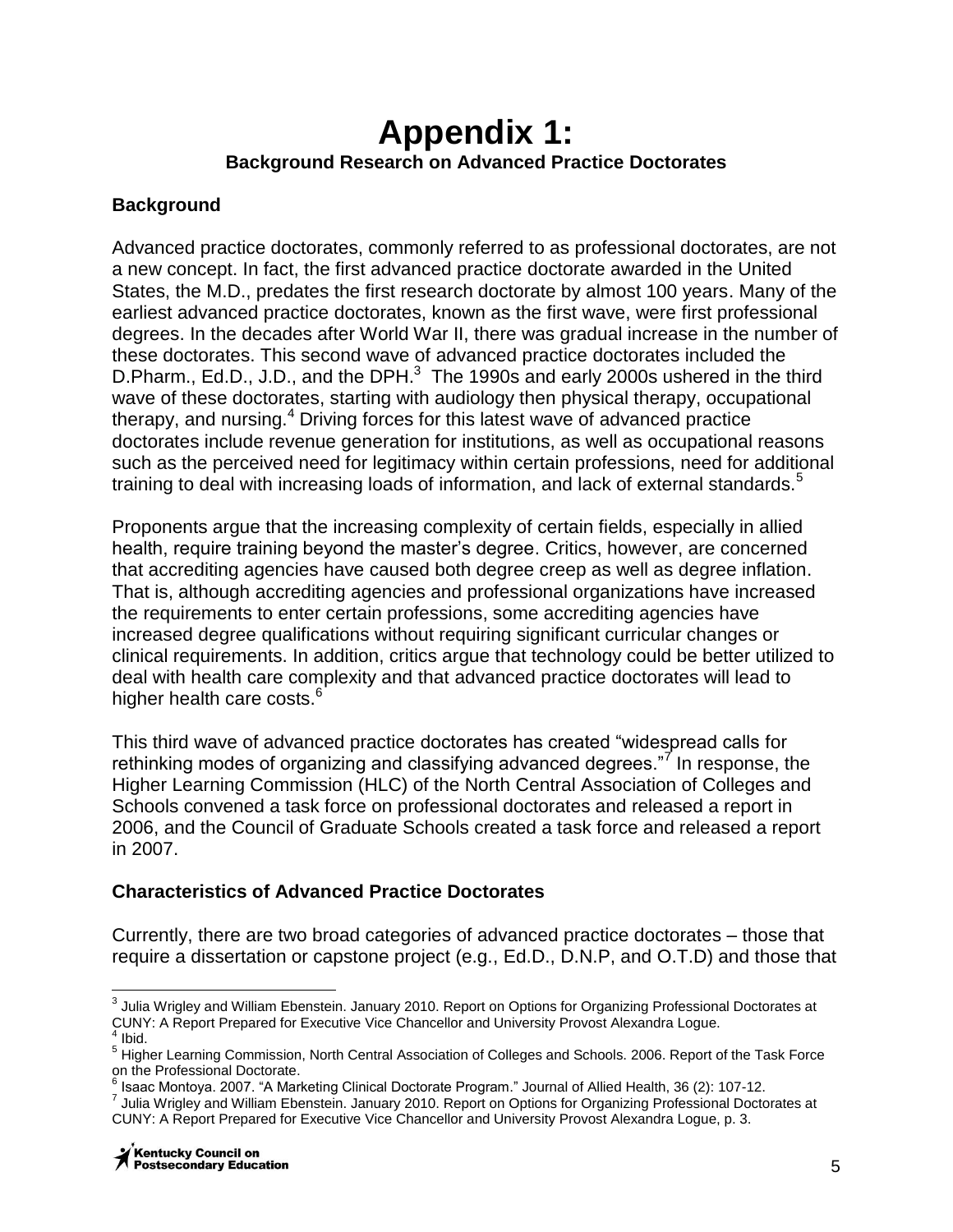# Appendix 1:

**Background Research on Advanced Practice Doctorates**

## Background

Advanced practice doctorates, commonly referred to as professional doctorates, are not a new concept. In fact, the first advanced practice doctorate awarded in the United States, the M.D., predates the first research doctorate by almost 100 years. Many of the earliest advanced practice doctorates, known as the first wave, were first professional degrees. In the decades after World War II, there was gradual increase in the number of these doctorates. This second wave of advanced practice doctorates included the D.Pharm., Ed.D., J.D., and the DPH.[3] The 1990s and early 2000s ushered in the third wave of these doctorates, starting with audiology then physical therapy, occupational therapy, and nursing.[4] Driving forces for this latest wave of advanced practice doctorates include revenue generation for institutions, as well as occupational reasons such as the perceived need for legitimacy within certain professions, need for additional training to deal with increasing loads of information, and lack of external standards.[5]

Proponents argue that the increasing complexity of certain fields, especially in allied health, require training beyond the master's degree. Critics, however, are concerned that accrediting agencies have caused both degree creep as well as degree inflation. That is, although accrediting agencies and professional organizations have increased the requirements to enter certain professions, some accrediting agencies have increased degree qualifications without requiring significant curricular changes or clinical requirements. In addition, critics argue that technology could be better utilized to deal with health care complexity and that advanced practice doctorates will lead to higher health care costs.[6]

This third wave of advanced practice doctorates has created "widespread calls for rethinking modes of organizing and classifying advanced degrees."[7] In response, the Higher Learning Commission (HLC) of the North Central Association of Colleges and Schools convened a task force on professional doctorates and released a report in 2006, and the Council of Graduate Schools created a task force and released a report in 2007.

## Characteristics of Advanced Practice Doctorates

Currently, there are two broad categories of advanced practice doctorates – those that require a dissertation or capstone project (e.g., Ed.D., D.N.P, and O.T.D) and those that

---

[3] Julia Wrigley and William Ebenstein. January 2010. Report on Options for Organizing Professional Doctorates at CUNY: A Report Prepared for Executive Vice Chancellor and University Provost Alexandra Logue.

[4] Ibid.

[5] Higher Learning Commission, North Central Association of Colleges and Schools. 2006. Report of the Task Force on the Professional Doctorate.

[6] Isaac Montoya. 2007. "A Marketing Clinical Doctorate Program." Journal of Allied Health, 36 (2): 107-12.

[7] Julia Wrigley and William Ebenstein. January 2010. Report on Options for Organizing Professional Doctorates at CUNY: A Report Prepared for Executive Vice Chancellor and University Provost Alexandra Logue, p. 3.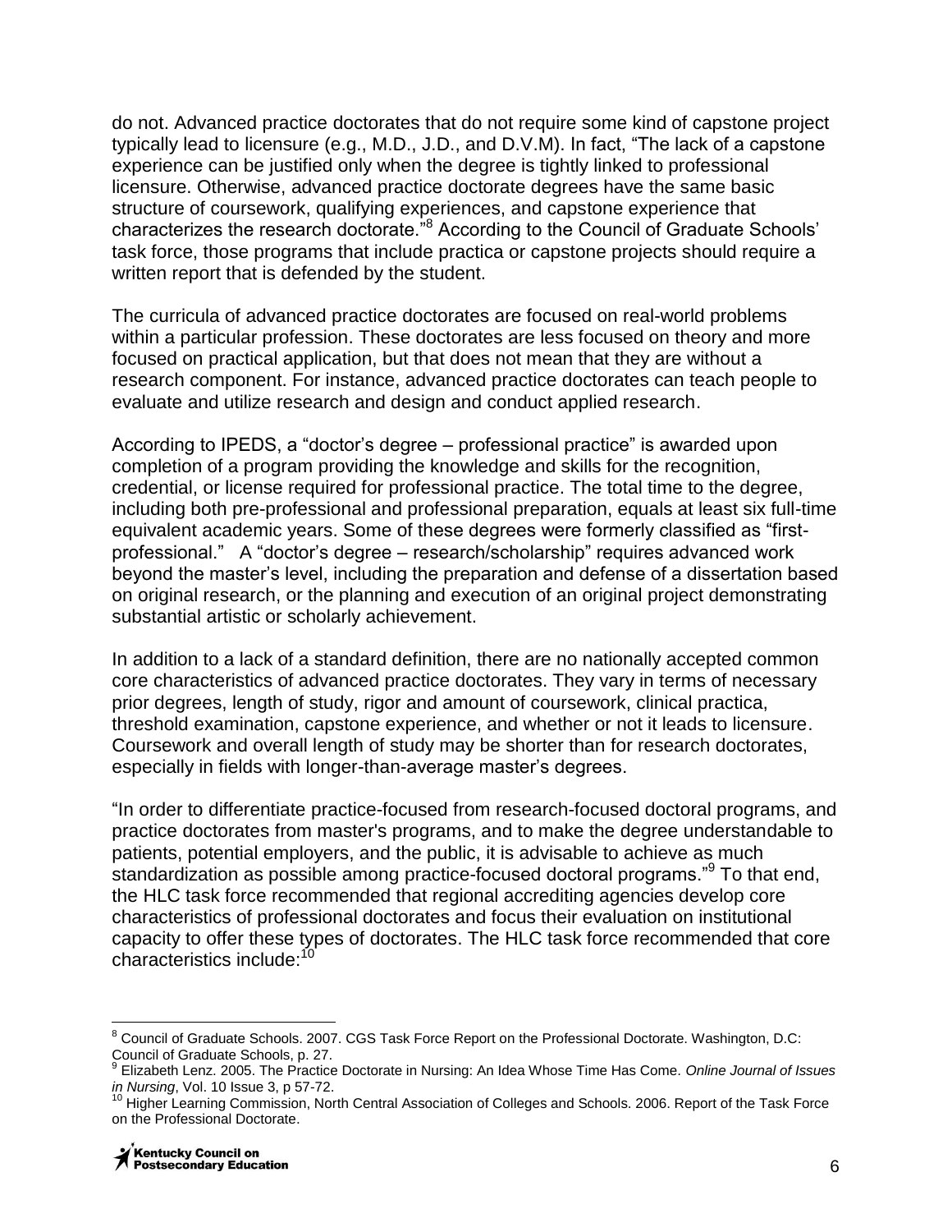do not. Advanced practice doctorates that do not require some kind of capstone project typically lead to licensure (e.g., M.D., J.D., and D.V.M). In fact, "The lack of a capstone experience can be justified only when the degree is tightly linked to professional licensure. Otherwise, advanced practice doctorate degrees have the same basic structure of coursework, qualifying experiences, and capstone experience that characterizes the research doctorate."[8] According to the Council of Graduate Schools' task force, those programs that include practica or capstone projects should require a written report that is defended by the student.

The curricula of advanced practice doctorates are focused on real-world problems within a particular profession. These doctorates are less focused on theory and more focused on practical application, but that does not mean that they are without a research component. For instance, advanced practice doctorates can teach people to evaluate and utilize research and design and conduct applied research.

According to IPEDS, a "doctor's degree – professional practice" is awarded upon completion of a program providing the knowledge and skills for the recognition, credential, or license required for professional practice. The total time to the degree, including both pre-professional and professional preparation, equals at least six full-time equivalent academic years. Some of these degrees were formerly classified as "first-professional." A "doctor's degree – research/scholarship" requires advanced work beyond the master's level, including the preparation and defense of a dissertation based on original research, or the planning and execution of an original project demonstrating substantial artistic or scholarly achievement.

In addition to a lack of a standard definition, there are no nationally accepted common core characteristics of advanced practice doctorates. They vary in terms of necessary prior degrees, length of study, rigor and amount of coursework, clinical practica, threshold examination, capstone experience, and whether or not it leads to licensure. Coursework and overall length of study may be shorter than for research doctorates, especially in fields with longer-than-average master's degrees.

"In order to differentiate practice-focused from research-focused doctoral programs, and practice doctorates from master's programs, and to make the degree understandable to patients, potential employers, and the public, it is advisable to achieve as much standardization as possible among practice-focused doctoral programs."[9] To that end, the HLC task force recommended that regional accrediting agencies develop core characteristics of professional doctorates and focus their evaluation on institutional capacity to offer these types of doctorates. The HLC task force recommended that core characteristics include:[10]

---

[8] Council of Graduate Schools. 2007. CGS Task Force Report on the Professional Doctorate. Washington, D.C: Council of Graduate Schools, p. 27.

[9] Elizabeth Lenz. 2005. The Practice Doctorate in Nursing: An Idea Whose Time Has Come. *Online Journal of Issues in Nursing*, Vol. 10 Issue 3, p 57-72.

[10] Higher Learning Commission, North Central Association of Colleges and Schools. 2006. Report of the Task Force on the Professional Doctorate.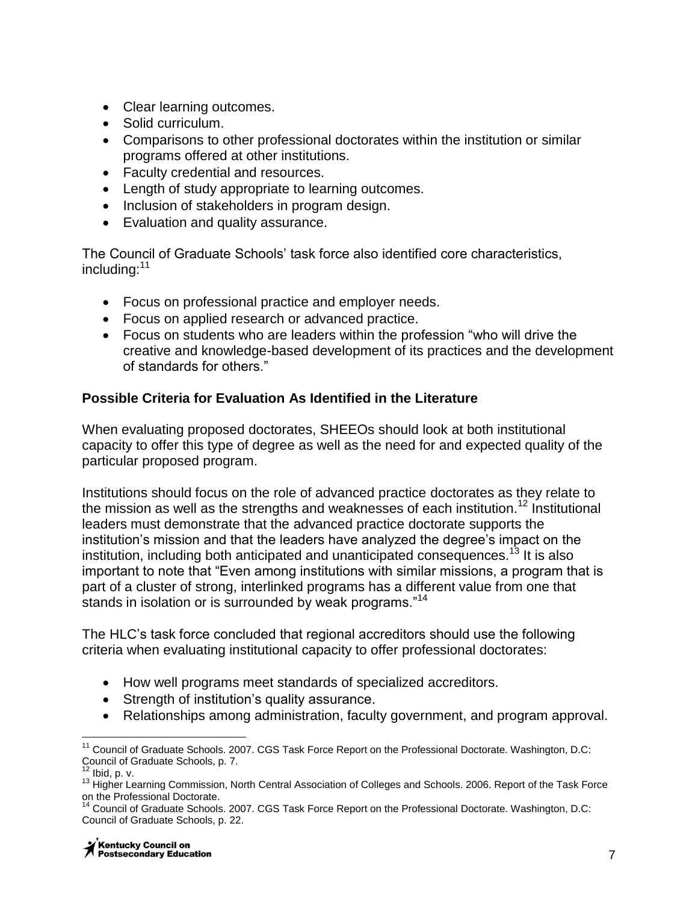- Clear learning outcomes.
- Solid curriculum.
- Comparisons to other professional doctorates within the institution or similar programs offered at other institutions.
- Faculty credential and resources.
- Length of study appropriate to learning outcomes.
- Inclusion of stakeholders in program design.
- Evaluation and quality assurance.

The Council of Graduate Schools' task force also identified core characteristics, including:[11]

- Focus on professional practice and employer needs.
- Focus on applied research or advanced practice.
- Focus on students who are leaders within the profession "who will drive the creative and knowledge-based development of its practices and the development of standards for others."

### Possible Criteria for Evaluation As Identified in the Literature

When evaluating proposed doctorates, SHEEOs should look at both institutional capacity to offer this type of degree as well as the need for and expected quality of the particular proposed program.

Institutions should focus on the role of advanced practice doctorates as they relate to the mission as well as the strengths and weaknesses of each institution.[12] Institutional leaders must demonstrate that the advanced practice doctorate supports the institution's mission and that the leaders have analyzed the degree's impact on the institution, including both anticipated and unanticipated consequences.[13] It is also important to note that "Even among institutions with similar missions, a program that is part of a cluster of strong, interlinked programs has a different value from one that stands in isolation or is surrounded by weak programs."[14]

The HLC's task force concluded that regional accreditors should use the following criteria when evaluating institutional capacity to offer professional doctorates:

- How well programs meet standards of specialized accreditors.
- Strength of institution's quality assurance.
- Relationships among administration, faculty government, and program approval.

---

[11] Council of Graduate Schools. 2007. CGS Task Force Report on the Professional Doctorate. Washington, D.C: Council of Graduate Schools, p. 7.

[12] Ibid, p. v.

[13] Higher Learning Commission, North Central Association of Colleges and Schools. 2006. Report of the Task Force on the Professional Doctorate.

[14] Council of Graduate Schools. 2007. CGS Task Force Report on the Professional Doctorate. Washington, D.C: Council of Graduate Schools, p. 22.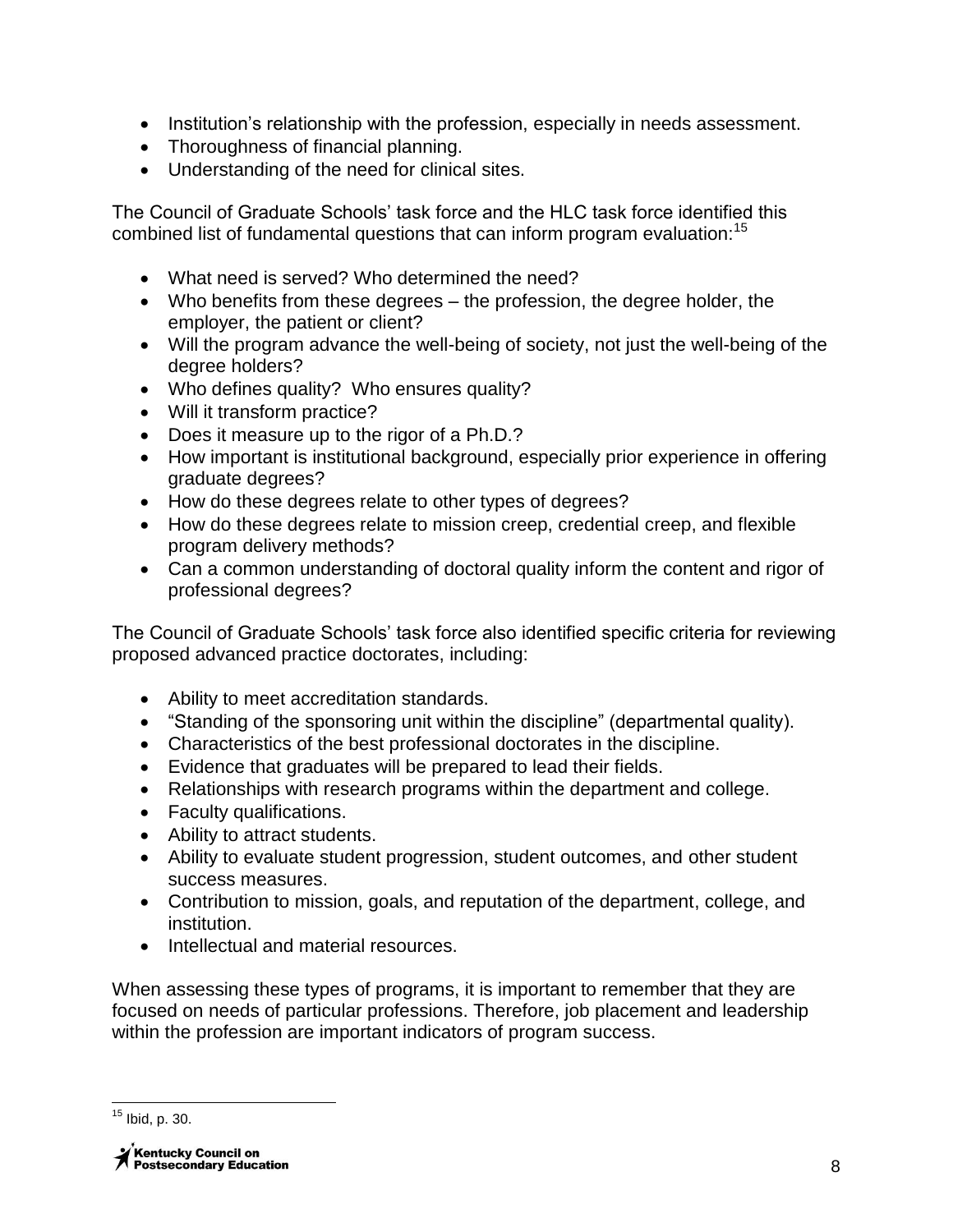- Institution's relationship with the profession, especially in needs assessment.
- Thoroughness of financial planning.
- Understanding of the need for clinical sites.

The Council of Graduate Schools' task force and the HLC task force identified this combined list of fundamental questions that can inform program evaluation:[15]

- What need is served? Who determined the need?
- Who benefits from these degrees – the profession, the degree holder, the employer, the patient or client?
- Will the program advance the well-being of society, not just the well-being of the degree holders?
- Who defines quality? Who ensures quality?
- Will it transform practice?
- Does it measure up to the rigor of a Ph.D.?
- How important is institutional background, especially prior experience in offering graduate degrees?
- How do these degrees relate to other types of degrees?
- How do these degrees relate to mission creep, credential creep, and flexible program delivery methods?
- Can a common understanding of doctoral quality inform the content and rigor of professional degrees?

The Council of Graduate Schools' task force also identified specific criteria for reviewing proposed advanced practice doctorates, including:

- Ability to meet accreditation standards.
- "Standing of the sponsoring unit within the discipline" (departmental quality).
- Characteristics of the best professional doctorates in the discipline.
- Evidence that graduates will be prepared to lead their fields.
- Relationships with research programs within the department and college.
- Faculty qualifications.
- Ability to attract students.
- Ability to evaluate student progression, student outcomes, and other student success measures.
- Contribution to mission, goals, and reputation of the department, college, and institution.
- Intellectual and material resources.

When assessing these types of programs, it is important to remember that they are focused on needs of particular professions. Therefore, job placement and leadership within the profession are important indicators of program success.

---

[15] Ibid, p. 30.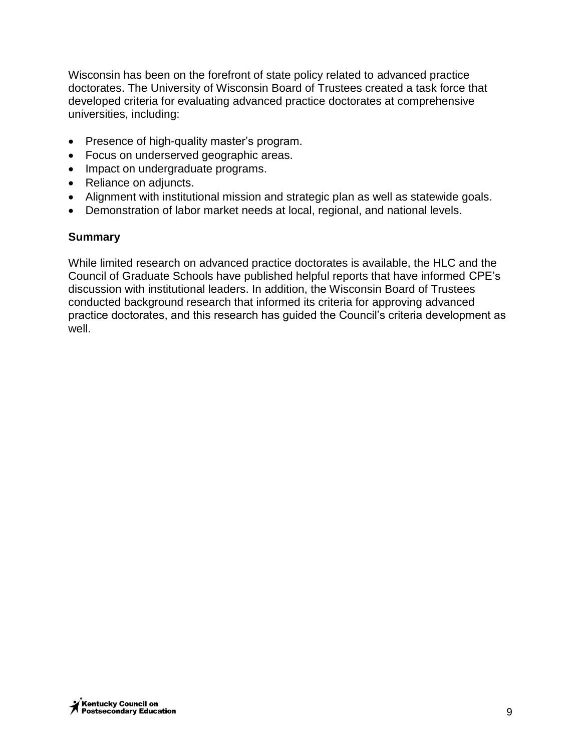Wisconsin has been on the forefront of state policy related to advanced practice doctorates. The University of Wisconsin Board of Trustees created a task force that developed criteria for evaluating advanced practice doctorates at comprehensive universities, including:

- Presence of high-quality master's program.
- Focus on underserved geographic areas.
- Impact on undergraduate programs.
- Reliance on adjuncts.
- Alignment with institutional mission and strategic plan as well as statewide goals.
- Demonstration of labor market needs at local, regional, and national levels.

### Summary

While limited research on advanced practice doctorates is available, the HLC and the Council of Graduate Schools have published helpful reports that have informed CPE's discussion with institutional leaders. In addition, the Wisconsin Board of Trustees conducted background research that informed its criteria for approving advanced practice doctorates, and this research has guided the Council's criteria development as well.